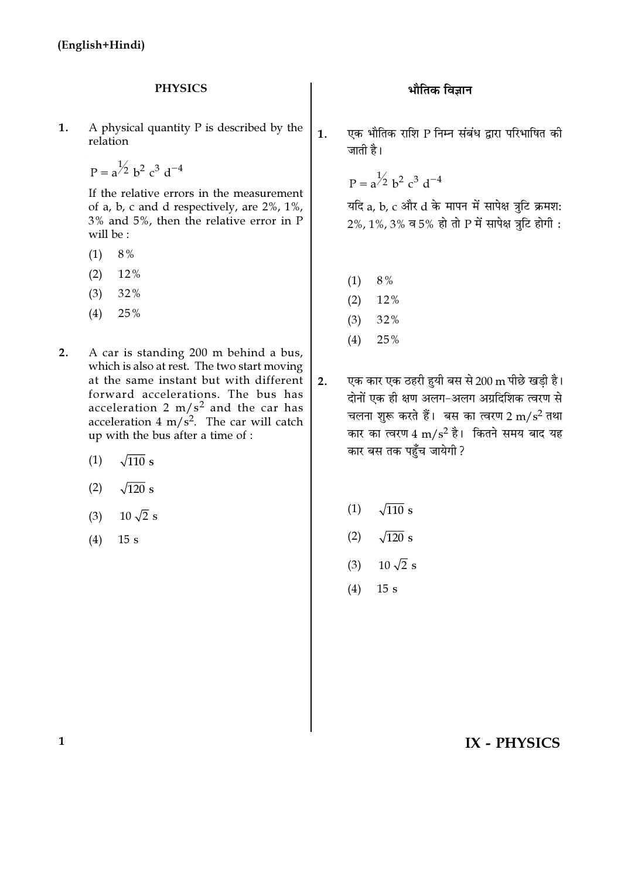(English+Hindi)

## PHYSICS

**1.** A physical quantity P is described by the relation

$P = a^{1/2} b^2 c^3 d^{-4}$

If the relative errors in the measurement of a, b, c and d respectively, are 2%, 1%, 3% and 5%, then the relative error in P will be :

(1) 8%

(2) 12%

(3) 32%

(4) 25%

**2.** A car is standing 200 m behind a bus, which is also at rest. The two start moving at the same instant but with different forward accelerations. The bus has acceleration 2 $m/s^2$ and the car has acceleration 4 $m/s^2$. The car will catch up with the bus after a time of :

(1) $\sqrt{110}$ s

(2) $\sqrt{120}$ s

(3) $10\sqrt{2}$ s

(4) 15 s

## भौतिक विज्ञान

**1.** एक भौतिक राशि P निम्न संबंध द्वारा परिभाषित की जाती है।

$P = a^{1/2} b^2 c^3 d^{-4}$

यदि a, b, c और d के मापन में सापेक्ष त्रुटि क्रमशः 2%, 1%, 3% व 5% हो तो P में सापेक्ष त्रुटि होगी :

(1) 8%

(2) 12%

(3) 32%

(4) 25%

**2.** एक कार एक ठहरी हुयी बस से 200 m पीछे खड़ी है। दोनों एक ही क्षण अलग-अलग अग्रदिशिक त्वरण से चलना शुरू करते हैं। बस का त्वरण 2 $m/s^2$ तथा कार का त्वरण 4 $m/s^2$ है। कितने समय बाद यह कार बस तक पहुँच जायेगी ?

(1) $\sqrt{110}$ s

(2) $\sqrt{120}$ s

(3) $10\sqrt{2}$ s

(4) 15 s

IX - PHYSICS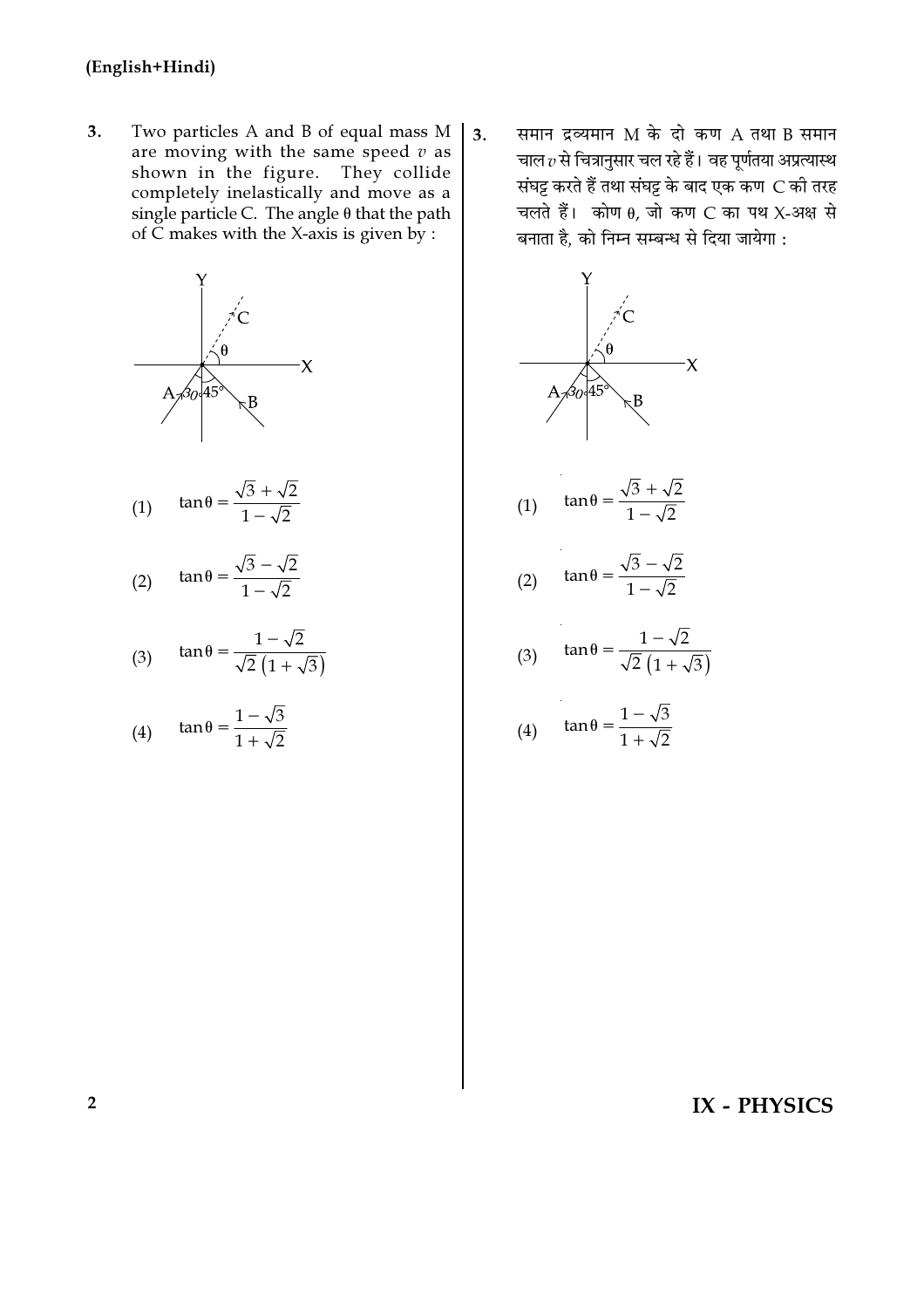(English+Hindi)

3. Two particles A and B of equal mass M are moving with the same speed $v$ as shown in the figure. They collide completely inelastically and move as a single particle C. The angle $\theta$ that the path of C makes with the X-axis is given by :

(1) $\tan\theta = \dfrac{\sqrt{3}+\sqrt{2}}{1-\sqrt{2}}$

(2) $\tan\theta = \dfrac{\sqrt{3}-\sqrt{2}}{1-\sqrt{2}}$

(3) $\tan\theta = \dfrac{1-\sqrt{2}}{\sqrt{2}\left(1+\sqrt{3}\right)}$

(4) $\tan\theta = \dfrac{1-\sqrt{3}}{1+\sqrt{2}}$

3. समान द्रव्यमान M के दो कण A तथा B समान चाल $v$ से चित्रानुसार चल रहे हैं। वह पूर्णतया अप्रत्यास्थ संघट्ट करते हैं तथा संघट्ट के बाद एक कण C की तरह चलते हैं। कोण $\theta$, जो कण C का पथ X-अक्ष से बनाता है, को निम्न सम्बन्ध से दिया जायेगा :

(1) $\tan\theta = \dfrac{\sqrt{3}+\sqrt{2}}{1-\sqrt{2}}$

(2) $\tan\theta = \dfrac{\sqrt{3}-\sqrt{2}}{1-\sqrt{2}}$

(3) $\tan\theta = \dfrac{1-\sqrt{2}}{\sqrt{2}\left(1+\sqrt{3}\right)}$

(4) $\tan\theta = \dfrac{1-\sqrt{3}}{1+\sqrt{2}}$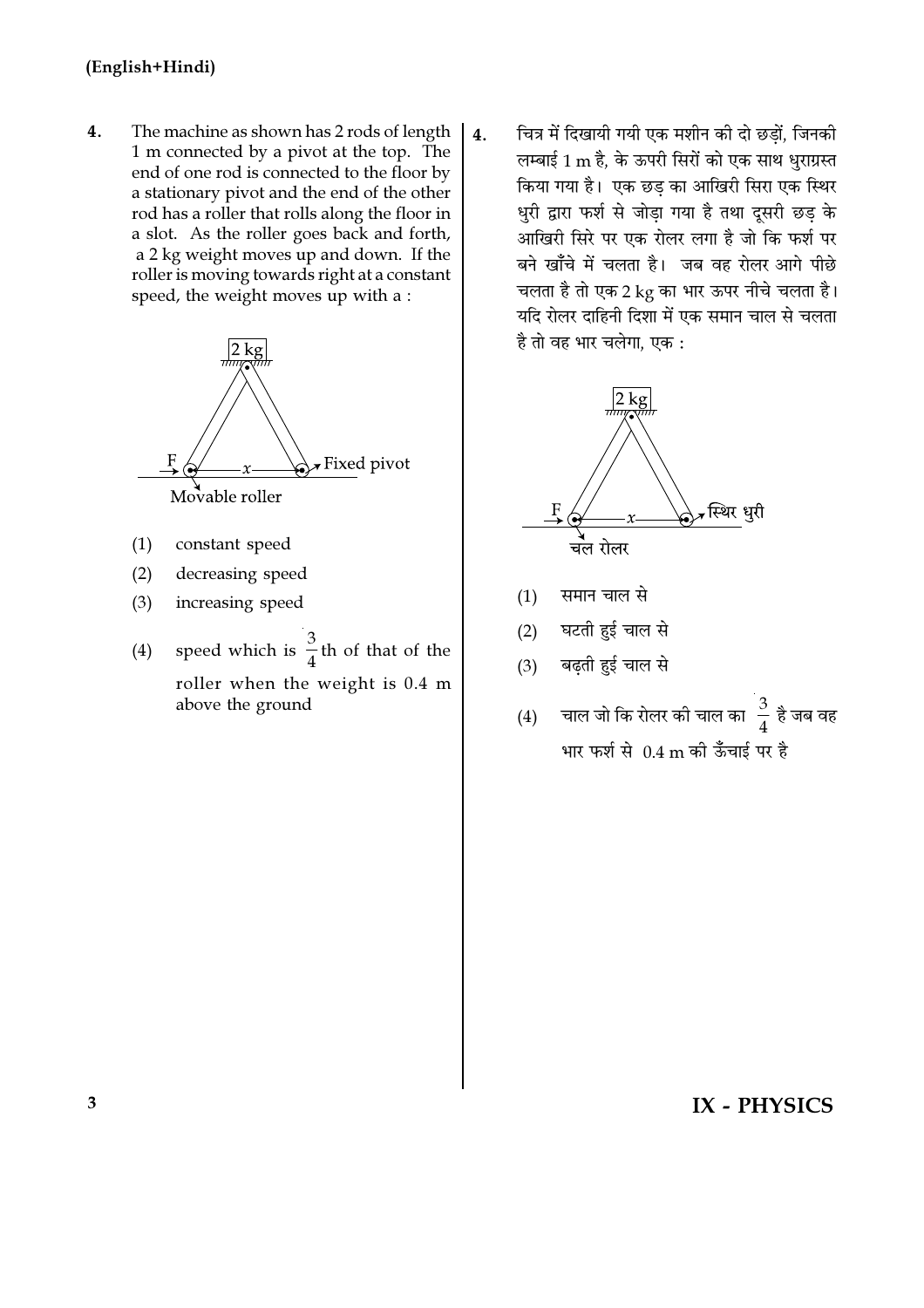4. The machine as shown has 2 rods of length 1 m connected by a pivot at the top. The end of one rod is connected to the floor by a stationary pivot and the end of the other rod has a roller that rolls along the floor in a slot. As the roller goes back and forth, a 2 kg weight moves up and down. If the roller is moving towards right at a constant speed, the weight moves up with a :

(1) constant speed

(2) decreasing speed

(3) increasing speed

(4) speed which is $\frac{3}{4}$th of that of the roller when the weight is 0.4 m above the ground

4. चित्र में दिखायी गयी एक मशीन की दो छड़ों, जिनकी लम्बाई 1 m है, के ऊपरी सिरों को एक साथ धुराग्रस्त किया गया है। एक छड़ का आखिरी सिरा एक स्थिर धुरी द्वारा फर्श से जोड़ा गया है तथा दूसरी छड़ के आखिरी सिरे पर एक रोलर लगा है जो कि फर्श पर बने खाँचे में चलता है। जब वह रोलर आगे पीछे चलता है तो एक 2 kg का भार ऊपर नीचे चलता है। यदि रोलर दाहिनी दिशा में एक समान चाल से चलता है तो वह भार चलेगा, एक :

(1) समान चाल से

(2) घटती हुई चाल से

(3) बढ़ती हुई चाल से

(4) चाल जो कि रोलर की चाल का $\frac{3}{4}$ है जब वह भार फर्श से 0.4 m की ऊँचाई पर है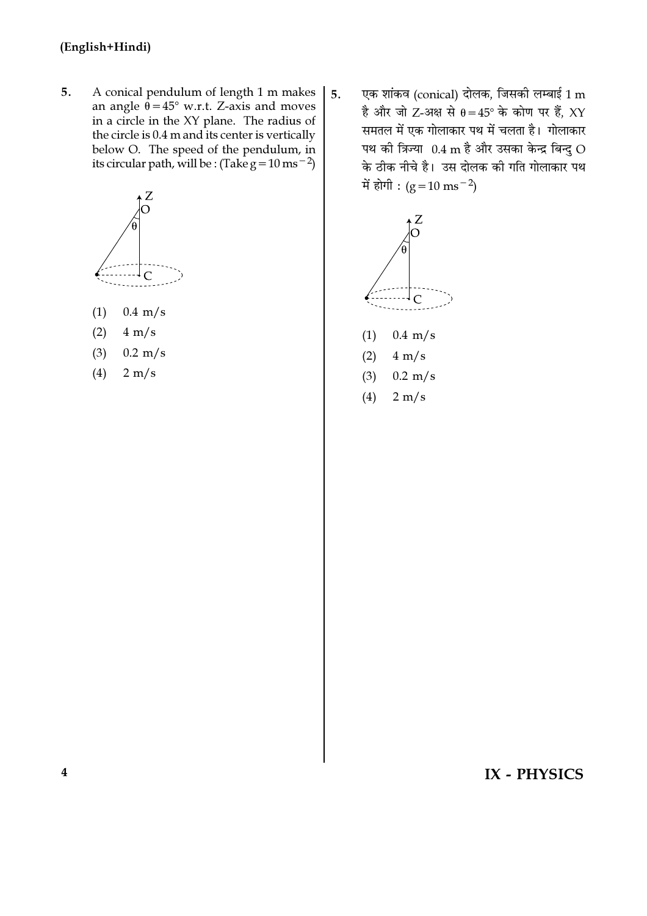5. A conical pendulum of length 1 m makes an angle $\theta = 45°$ w.r.t. Z-axis and moves in a circle in the XY plane. The radius of the circle is 0.4 m and its center is vertically below O. The speed of the pendulum, in its circular path, will be : (Take $g = 10 \text{ ms}^{-2}$)

(1) 0.4 m/s

(2) 4 m/s

(3) 0.2 m/s

(4) 2 m/s

5. एक शांकव (conical) दोलक, जिसकी लम्बाई 1 m है और जो Z-अक्ष से $\theta = 45°$ के कोण पर हैं, XY समतल में एक गोलाकार पथ में चलता है। गोलाकार पथ की त्रिज्या 0.4 m है और उसका केन्द्र बिन्दु O के ठीक नीचे है। उस दोलक की गति गोलाकार पथ में होगी : ($g = 10 \text{ ms}^{-2}$)

(1) 0.4 m/s

(2) 4 m/s

(3) 0.2 m/s

(4) 2 m/s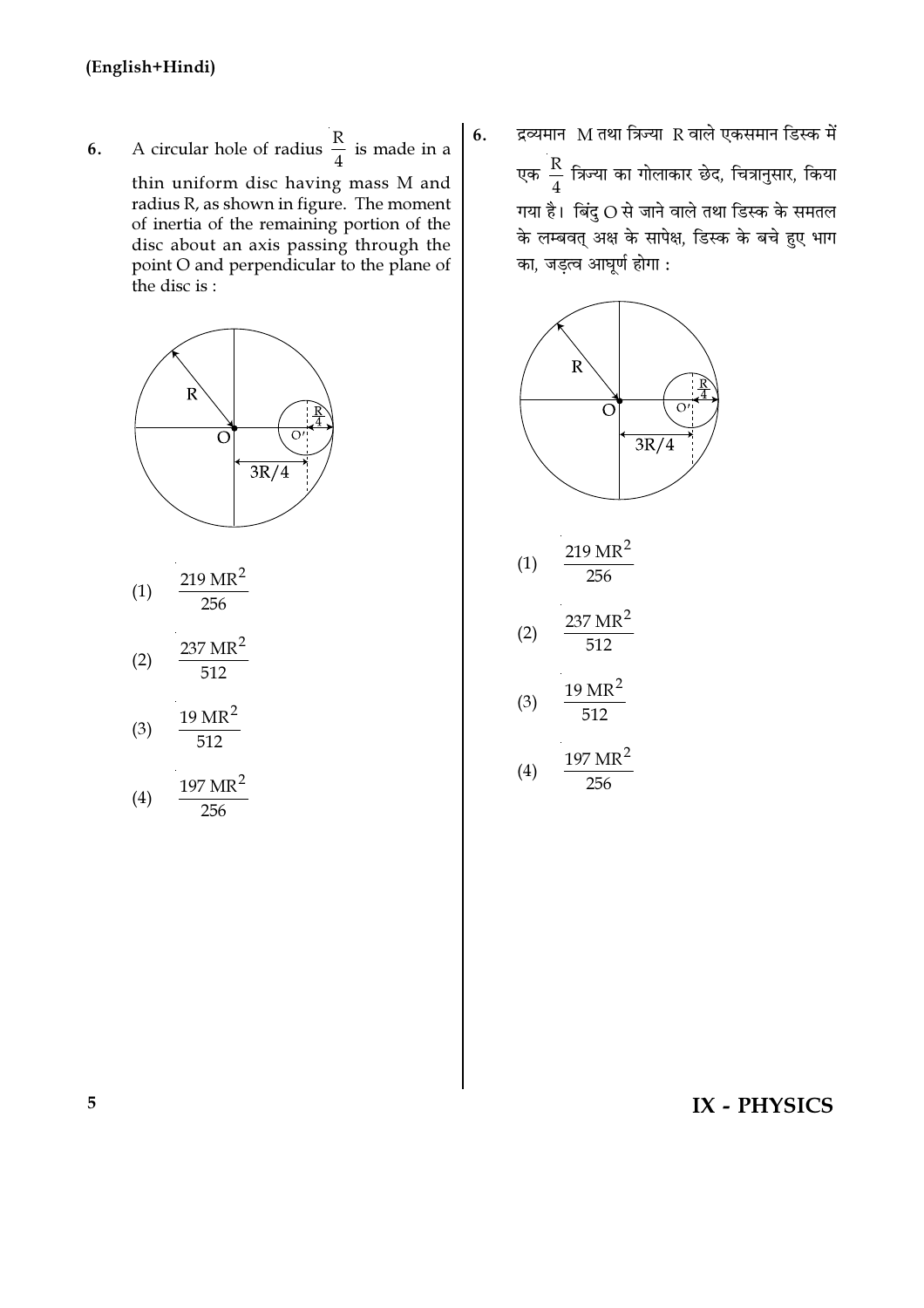6. A circular hole of radius $\frac{R}{4}$ is made in a thin uniform disc having mass M and radius R, as shown in figure. The moment of inertia of the remaining portion of the disc about an axis passing through the point O and perpendicular to the plane of the disc is :

(1) $\frac{219 \text{ MR}^2}{256}$

(2) $\frac{237 \text{ MR}^2}{512}$

(3) $\frac{19 \text{ MR}^2}{512}$

(4) $\frac{197 \text{ MR}^2}{256}$

6. द्रव्यमान M तथा त्रिज्या R वाले एकसमान डिस्क में एक $\frac{R}{4}$ त्रिज्या का गोलाकार छेद, चित्रानुसार, किया गया है। बिंदु O से जाने वाले तथा डिस्क के समतल के लम्बवत् अक्ष के सापेक्ष, डिस्क के बचे हुए भाग का, जड़त्व आघूर्ण होगा :

(1) $\frac{219 \text{ MR}^2}{256}$

(2) $\frac{237 \text{ MR}^2}{512}$

(3) $\frac{19 \text{ MR}^2}{512}$

(4) $\frac{197 \text{ MR}^2}{256}$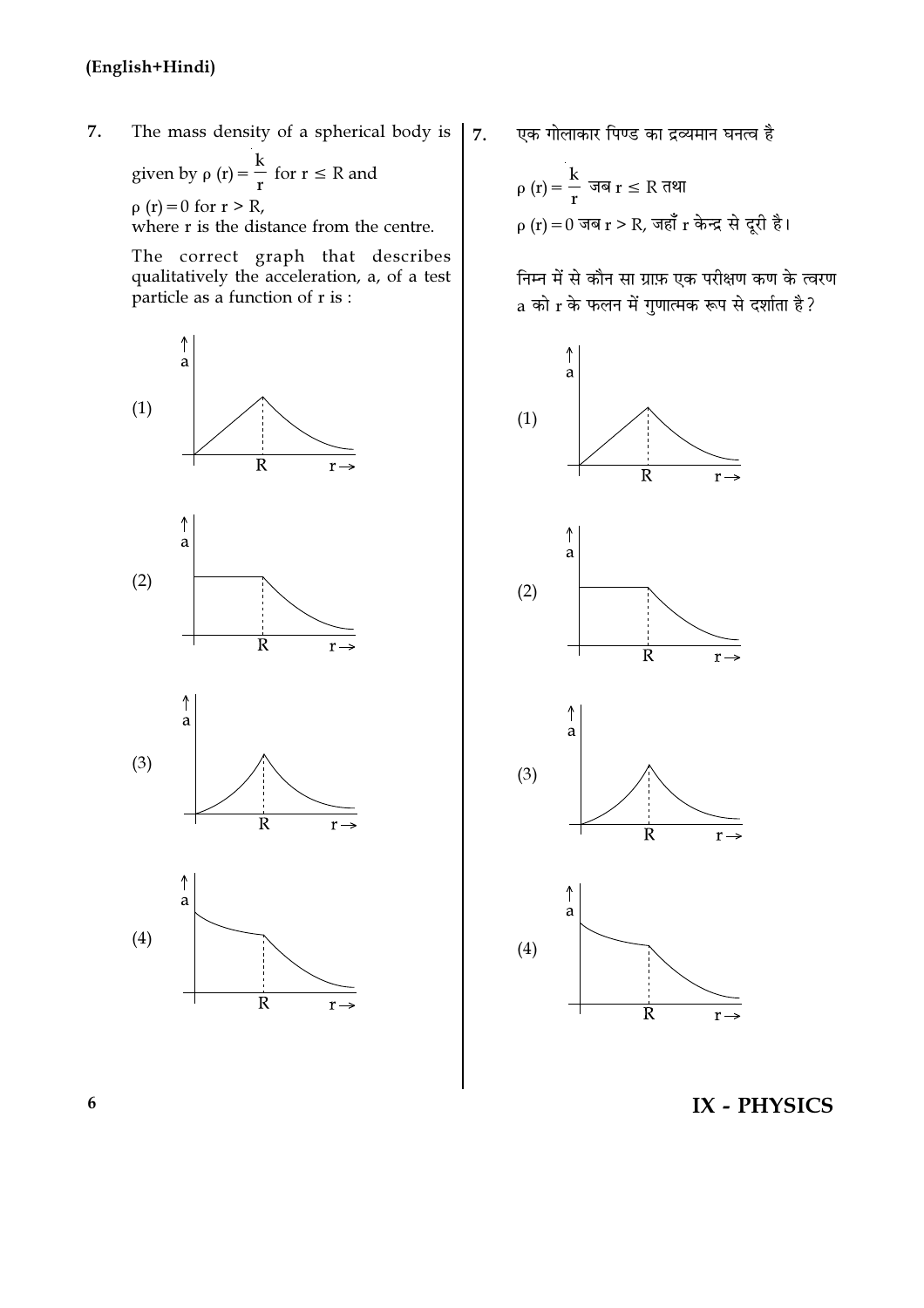**(English+Hindi)**

7. The mass density of a spherical body is given by $\rho(r) = \frac{k}{r}$ for $r \leq R$ and $\rho(r) = 0$ for $r > R$, where r is the distance from the centre.

   The correct graph that describes qualitatively the acceleration, a, of a test particle as a function of r is :

   (1)

   (2)

   (3)

   (4)

7. एक गोलाकार पिण्ड का द्रव्यमान घनत्व है

   $\rho(r) = \frac{k}{r}$ जब $r \leq R$ तथा

   $\rho(r) = 0$ जब $r > R$, जहाँ r केन्द्र से दूरी है।

   निम्न में से कौन सा ग्राफ़ एक परीक्षण कण के त्वरण a को r के फलन में गुणात्मक रूप से दर्शाता है?

   (1)

   (2)

   (3)

   (4)

**IX - PHYSICS**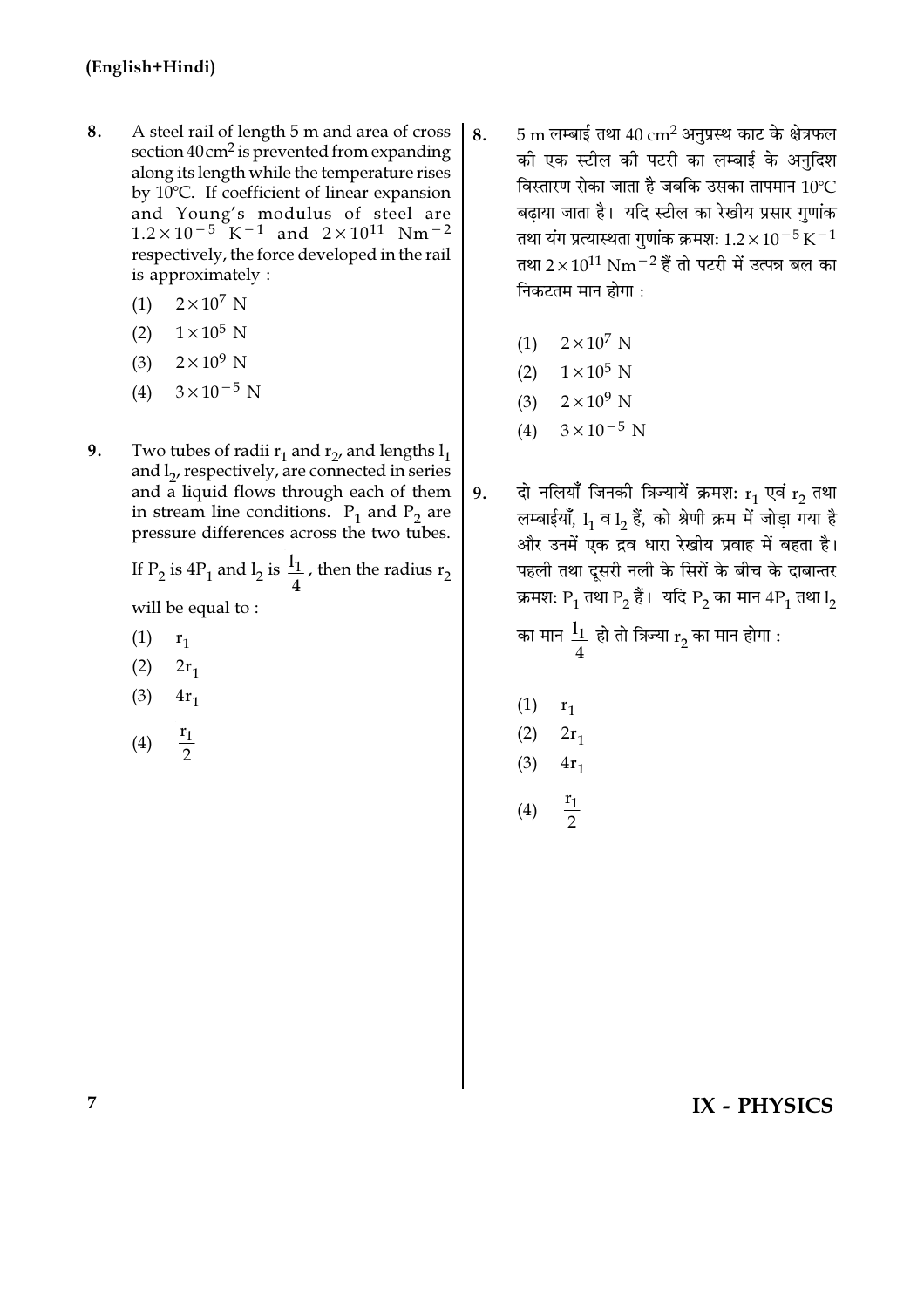8. A steel rail of length 5 m and area of cross section $40 \text{cm}^2$ is prevented from expanding along its length while the temperature rises by 10°C. If coefficient of linear expansion and Young's modulus of steel are $1.2 \times 10^{-5} \text{ K}^{-1}$ and $2 \times 10^{11} \text{ Nm}^{-2}$ respectively, the force developed in the rail is approximately :

   (1) $2 \times 10^7$ N
   (2) $1 \times 10^5$ N
   (3) $2 \times 10^9$ N
   (4) $3 \times 10^{-5}$ N

9. Two tubes of radii $r_1$ and $r_2$, and lengths $l_1$ and $l_2$, respectively, are connected in series and a liquid flows through each of them in stream line conditions. $P_1$ and $P_2$ are pressure differences across the two tubes.

   If $P_2$ is $4P_1$ and $l_2$ is $\frac{l_1}{4}$, then the radius $r_2$ will be equal to :

   (1) $r_1$
   (2) $2r_1$
   (3) $4r_1$
   (4) $\frac{r_1}{2}$

8. 5 m लम्बाई तथा $40 \text{ cm}^2$ अनुप्रस्थ काट के क्षेत्रफल की एक स्टील की पटरी का लम्बाई के अनुदिश विस्तारण रोका जाता है जबकि उसका तापमान 10°C बढ़ाया जाता है। यदि स्टील का रेखीय प्रसार गुणांक तथा यंग प्रत्यास्थता गुणांक क्रमश: $1.2 \times 10^{-5} \text{ K}^{-1}$ तथा $2 \times 10^{11} \text{ Nm}^{-2}$ हैं तो पटरी में उत्पन्न बल का निकटतम मान होगा :

   (1) $2 \times 10^7$ N
   (2) $1 \times 10^5$ N
   (3) $2 \times 10^9$ N
   (4) $3 \times 10^{-5}$ N

9. दो नलियाँ जिनकी त्रिज्यायें क्रमश: $r_1$ एवं $r_2$ तथा लम्बाईयाँ, $l_1$ व $l_2$ हैं, को श्रेणी क्रम में जोड़ा गया है और उनमें एक द्रव धारा रेखीय प्रवाह में बहता है। पहली तथा दूसरी नली के सिरों के बीच के दाबान्तर क्रमश: $P_1$ तथा $P_2$ हैं। यदि $P_2$ का मान $4P_1$ तथा $l_2$ का मान $\frac{l_1}{4}$ हो तो त्रिज्या $r_2$ का मान होगा :

   (1) $r_1$
   (2) $2r_1$
   (3) $4r_1$
   (4) $\frac{r_1}{2}$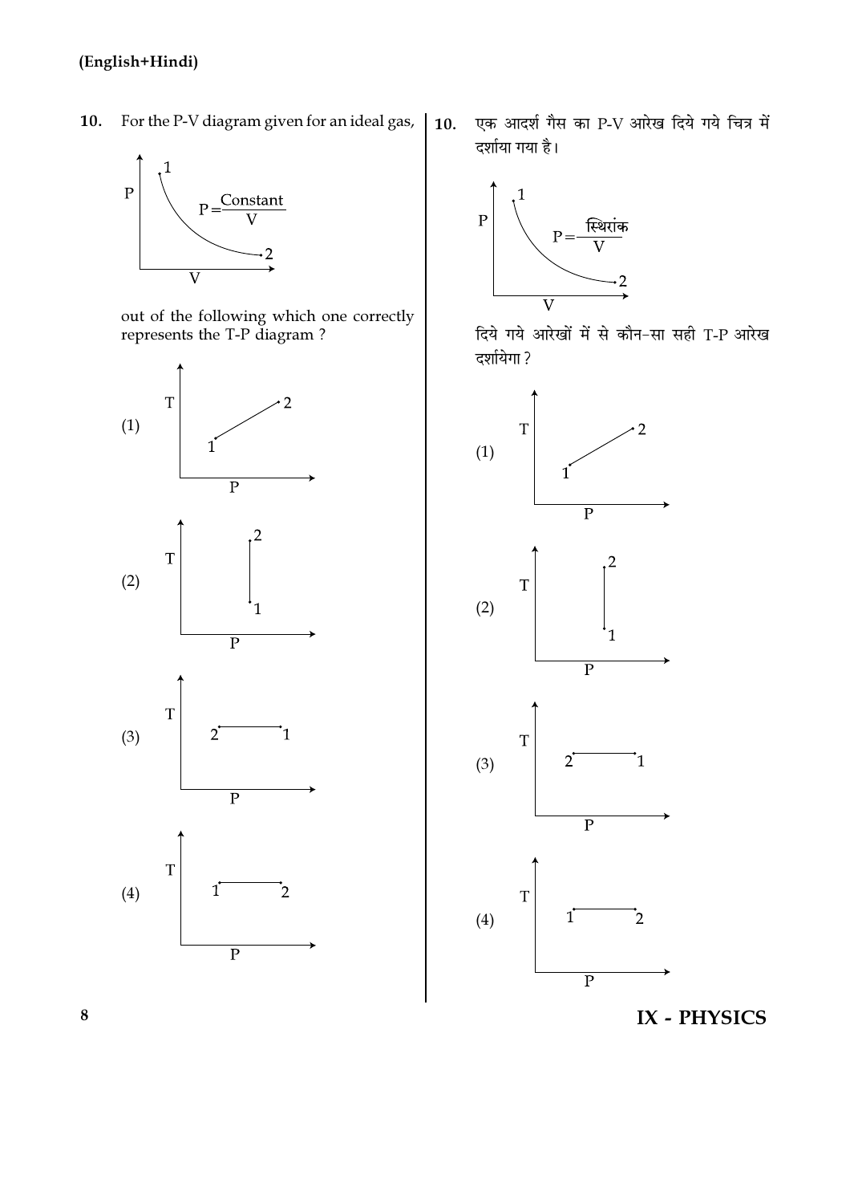**(English+Hindi)**

**10.** For the P-V diagram given for an ideal gas,

$$P = \frac{\text{Constant}}{V}$$

out of the following which one correctly represents the T-P diagram ?

(1)

(2)

(3)

(4)

**10.** एक आदर्श गैस का P-V आरेख दिये गये चित्र में दर्शाया गया है।

$$P = \frac{\text{स्थिरांक}}{V}$$

दिये गये आरेखों में से कौन-सा सही T-P आरेख दर्शायेगा ?

(1)

(2)

(3)

(4)

**IX - PHYSICS**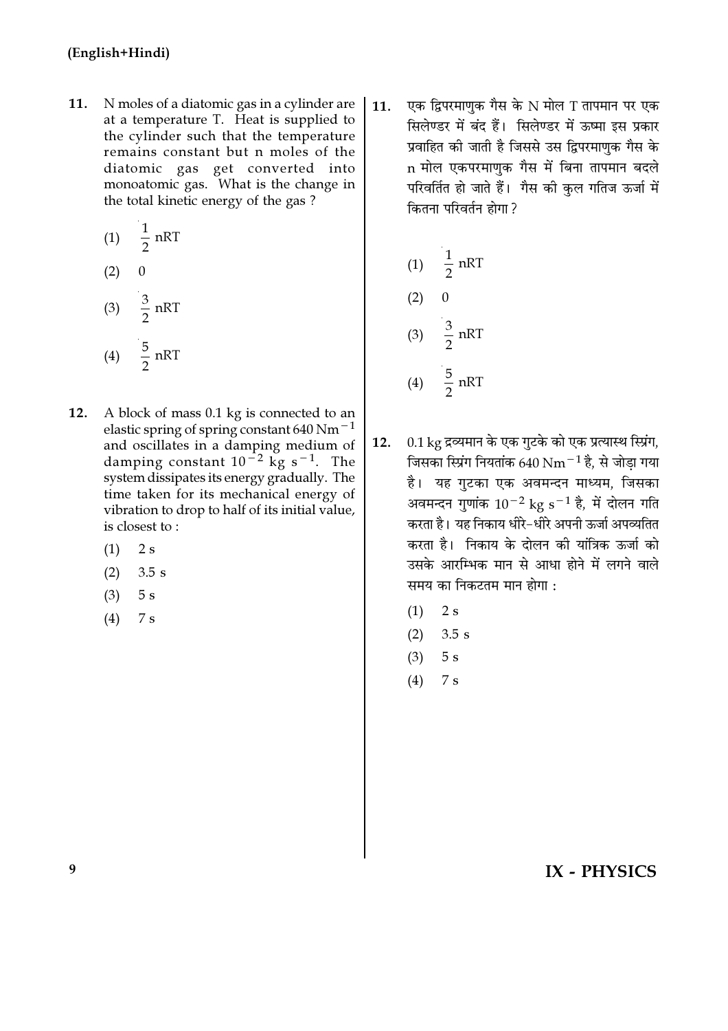**(English+Hindi)**

11. N moles of a diatomic gas in a cylinder are at a temperature T. Heat is supplied to the cylinder such that the temperature remains constant but n moles of the diatomic gas get converted into monoatomic gas. What is the change in the total kinetic energy of the gas ?

    (1) $\frac{1}{2}$ nRT

    (2) 0

    (3) $\frac{3}{2}$ nRT

    (4) $\frac{5}{2}$ nRT

12. A block of mass 0.1 kg is connected to an elastic spring of spring constant 640 $\text{Nm}^{-1}$ and oscillates in a damping medium of damping constant $10^{-2}$ kg $\text{s}^{-1}$. The system dissipates its energy gradually. The time taken for its mechanical energy of vibration to drop to half of its initial value, is closest to :

    (1) 2 s

    (2) 3.5 s

    (3) 5 s

    (4) 7 s

11. एक द्विपरमाणुक गैस के N मोल T तापमान पर एक सिलेण्डर में बंद हैं। सिलेण्डर में ऊष्मा इस प्रकार प्रवाहित की जाती है जिससे उस द्विपरमाणुक गैस के n मोल एकपरमाणुक गैस में बिना तापमान बदले परिवर्तित हो जाते हैं। गैस की कुल गतिज ऊर्जा में कितना परिवर्तन होगा ?

    (1) $\frac{1}{2}$ nRT

    (2) 0

    (3) $\frac{3}{2}$ nRT

    (4) $\frac{5}{2}$ nRT

12. 0.1 kg द्रव्यमान के एक गुटके को एक प्रत्यास्थ स्प्रिंग, जिसका स्प्रिंग नियतांक 640 $\text{Nm}^{-1}$ है, से जोड़ा गया है। यह गुटका एक अवमन्दन माध्यम, जिसका अवमन्दन गुणांक $10^{-2}$ kg $\text{s}^{-1}$ है, में दोलन गति करता है। यह निकाय धीरे-धीरे अपनी ऊर्जा अपव्यतित करता है। निकाय के दोलन की यांत्रिक ऊर्जा को उसके आरम्भिक मान से आधा होने में लगने वाले समय का निकटतम मान होगा :

    (1) 2 s

    (2) 3.5 s

    (3) 5 s

    (4) 7 s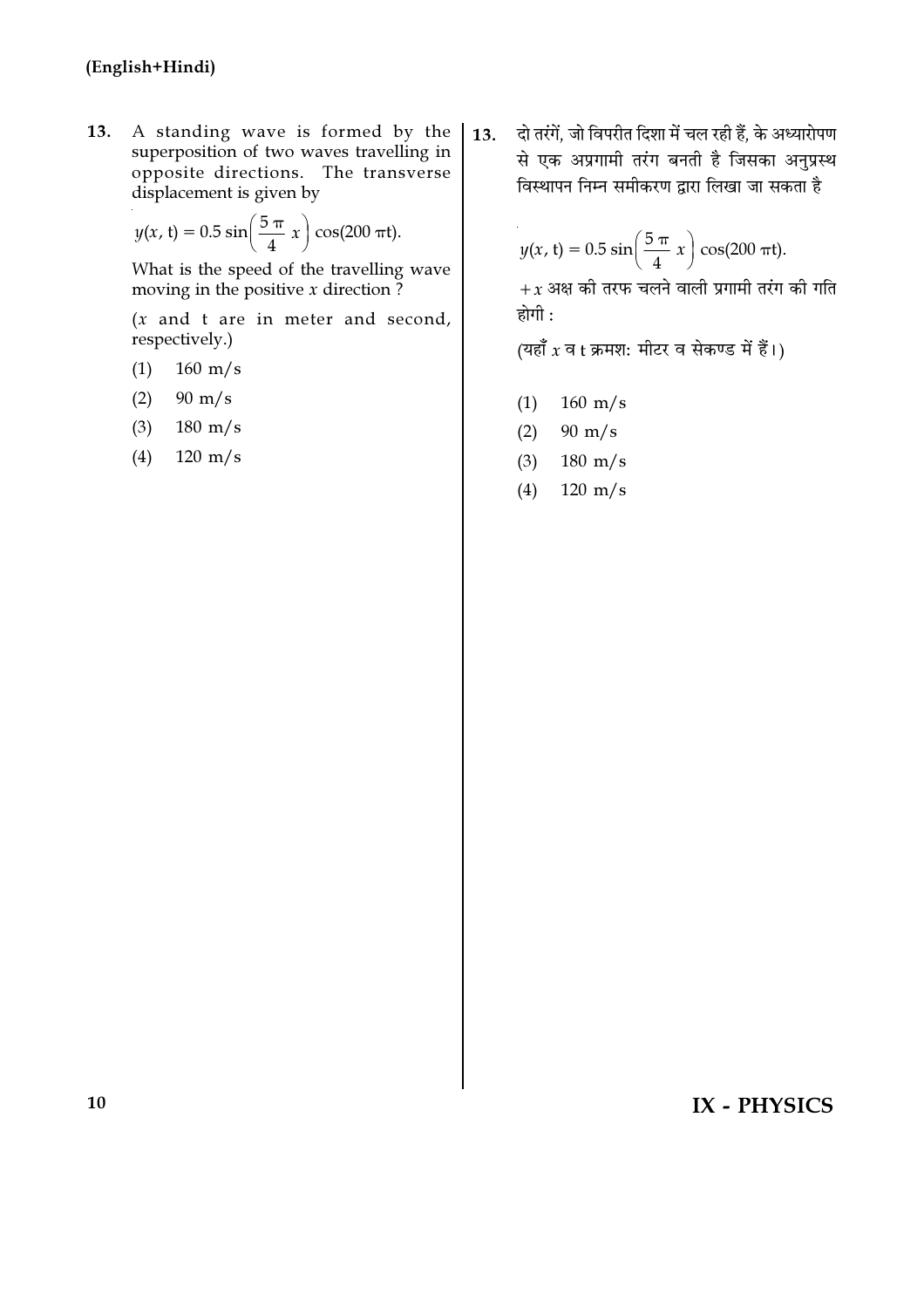**(English+Hindi)**

13. A standing wave is formed by the superposition of two waves travelling in opposite directions. The transverse displacement is given by

$$y(x, t) = 0.5 \sin\left(\frac{5\pi}{4} x\right) \cos(200\pi t).$$

What is the speed of the travelling wave moving in the positive $x$ direction ?

($x$ and t are in meter and second, respectively.)

(1) 160 m/s

(2) 90 m/s

(3) 180 m/s

(4) 120 m/s

13. दो तरंगें, जो विपरीत दिशा में चल रही हैं, के अध्यारोपण से एक अप्रगामी तरंग बनती है जिसका अनुप्रस्थ विस्थापन निम्न समीकरण द्वारा लिखा जा सकता है

$$y(x, t) = 0.5 \sin\left(\frac{5\pi}{4} x\right) \cos(200\pi t).$$

$+x$ अक्ष की तरफ चलने वाली प्रगामी तरंग की गति होगी :

(यहाँ $x$ व t क्रमश: मीटर व सेकण्ड में हैं।)

(1) 160 m/s

(2) 90 m/s

(3) 180 m/s

(4) 120 m/s

**IX - PHYSICS**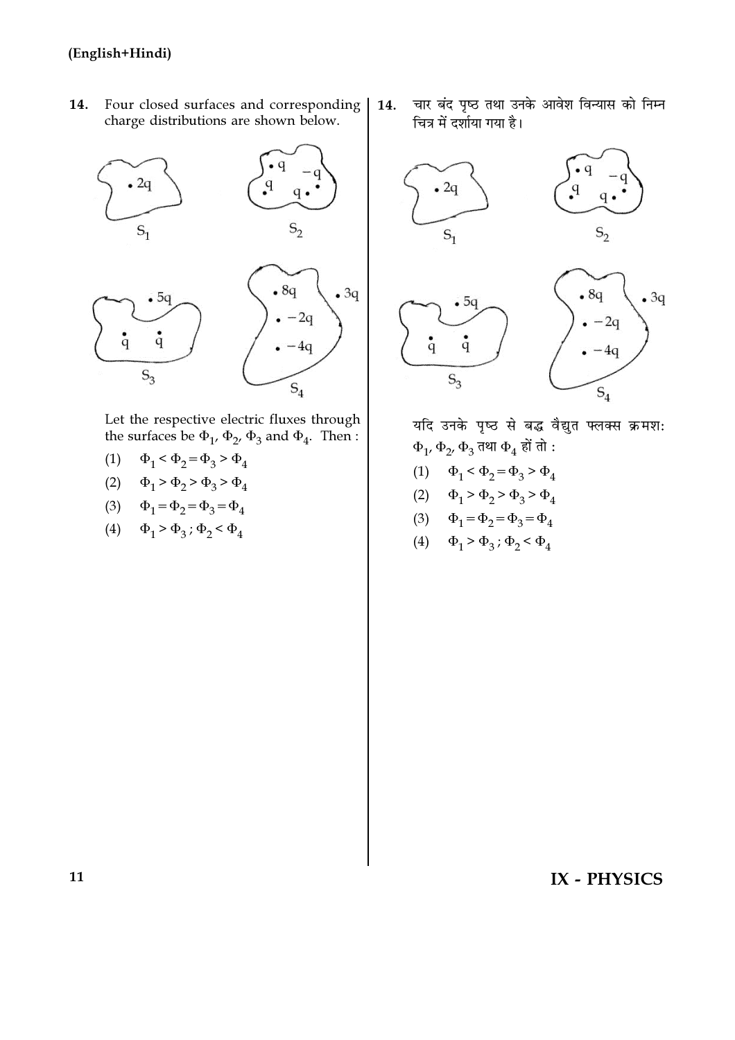(English+Hindi)

**14.** Four closed surfaces and corresponding charge distributions are shown below.

Let the respective electric fluxes through the surfaces be $\Phi_1$, $\Phi_2$, $\Phi_3$ and $\Phi_4$. Then :

(1) $\Phi_1 < \Phi_2 = \Phi_3 > \Phi_4$

(2) $\Phi_1 > \Phi_2 > \Phi_3 > \Phi_4$

(3) $\Phi_1 = \Phi_2 = \Phi_3 = \Phi_4$

(4) $\Phi_1 > \Phi_3 ; \Phi_2 < \Phi_4$

**14.** चार बंद पृष्ठ तथा उनके आवेश विन्यास को निम्न चित्र में दर्शाया गया है।

यदि उनके पृष्ठ से बद्ध वैद्युत फ्लक्स क्रमशः $\Phi_1$, $\Phi_2$, $\Phi_3$ तथा $\Phi_4$ हों तो :

(1) $\Phi_1 < \Phi_2 = \Phi_3 > \Phi_4$

(2) $\Phi_1 > \Phi_2 > \Phi_3 > \Phi_4$

(3) $\Phi_1 = \Phi_2 = \Phi_3 = \Phi_4$

(4) $\Phi_1 > \Phi_3 ; \Phi_2 < \Phi_4$

IX - PHYSICS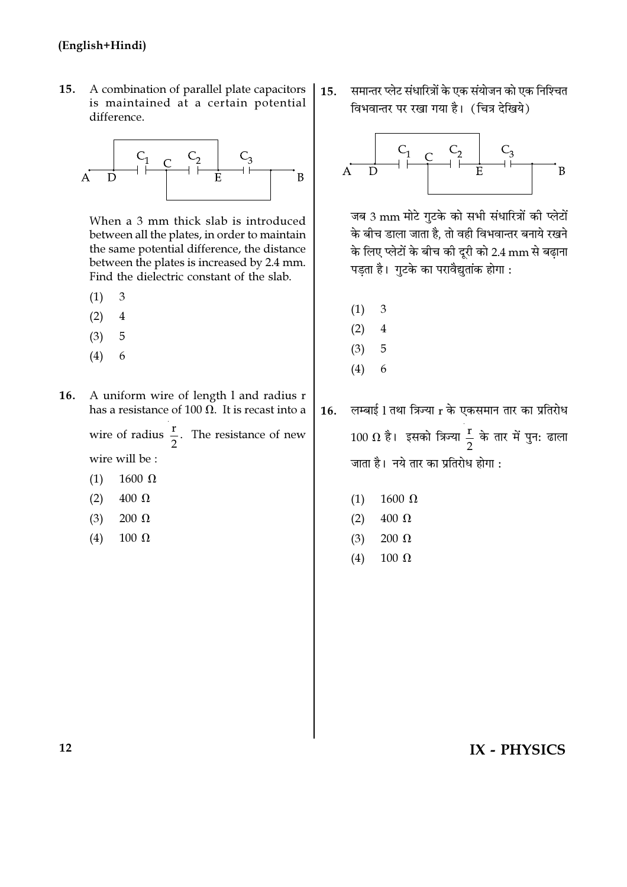15. A combination of parallel plate capacitors is maintained at a certain potential difference.

When a 3 mm thick slab is introduced between all the plates, in order to maintain the same potential difference, the distance between the plates is increased by 2.4 mm. Find the dielectric constant of the slab.

(1) 3
(2) 4
(3) 5
(4) 6

16. A uniform wire of length l and radius r has a resistance of 100 Ω. It is recast into a wire of radius $\frac{r}{2}$. The resistance of new wire will be :

(1) 1600 Ω
(2) 400 Ω
(3) 200 Ω
(4) 100 Ω

15. समान्तर प्लेट संधारित्रों के एक संयोजन को एक निश्चित विभवान्तर पर रखा गया है। (चित्र देखिये)

जब 3 mm मोटे गुटके को सभी संधारित्रों की प्लेटों के बीच डाला जाता है, तो वही विभवान्तर बनाये रखने के लिए प्लेटों के बीच की दूरी को 2.4 mm से बढ़ाना पड़ता है। गुटके का परावैद्युतांक होगा :

(1) 3
(2) 4
(3) 5
(4) 6

16. लम्बाई l तथा त्रिज्या r के एकसमान तार का प्रतिरोध 100 Ω है। इसको त्रिज्या $\frac{r}{2}$ के तार में पुनः ढाला जाता है। नये तार का प्रतिरोध होगा :

(1) 1600 Ω
(2) 400 Ω
(3) 200 Ω
(4) 100 Ω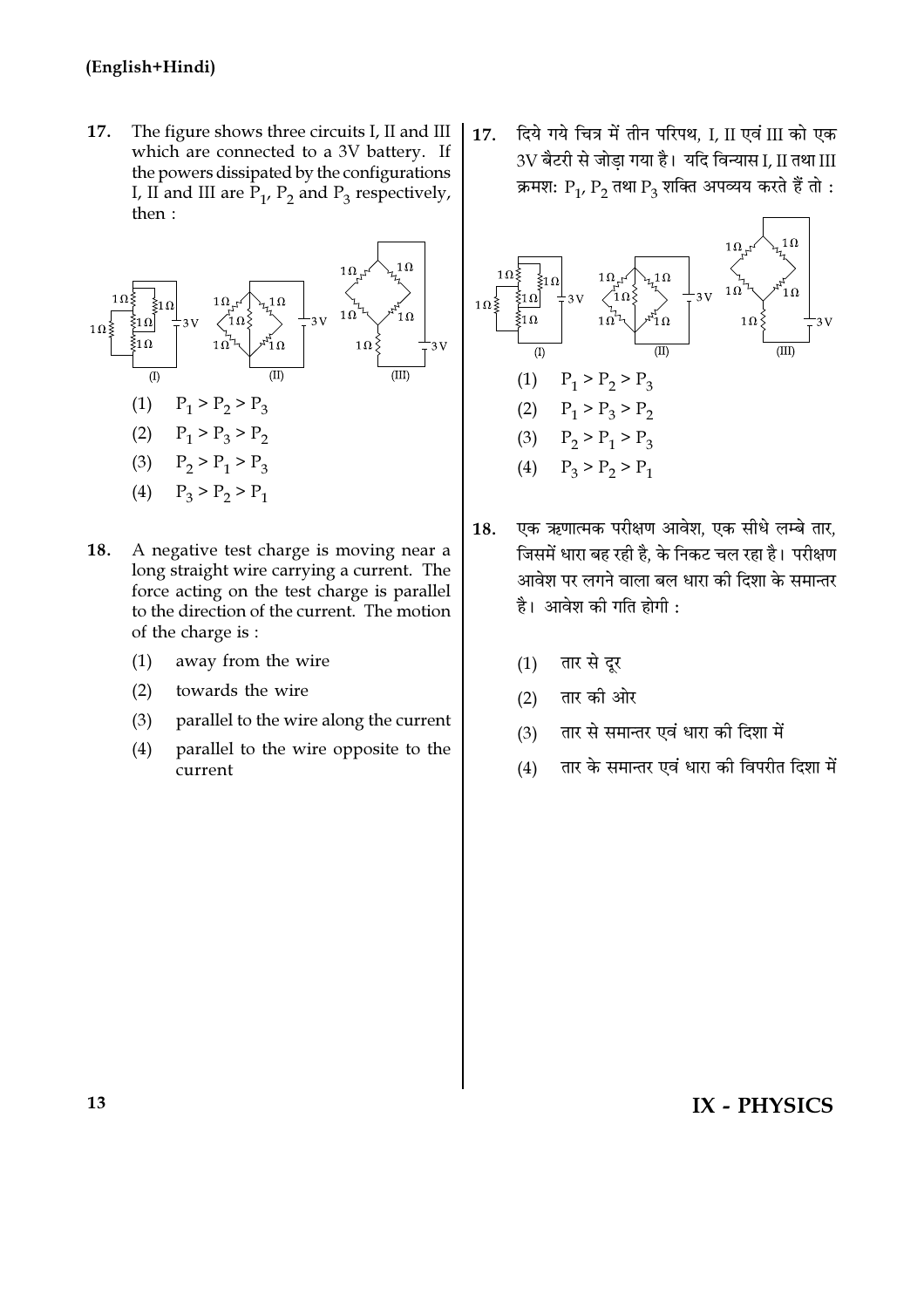**(English+Hindi)**

17. The figure shows three circuits I, II and III which are connected to a 3V battery. If the powers dissipated by the configurations I, II and III are $P_1$, $P_2$ and $P_3$ respectively, then :

(1) $P_1 > P_2 > P_3$

(2) $P_1 > P_3 > P_2$

(3) $P_2 > P_1 > P_3$

(4) $P_3 > P_2 > P_1$

18. A negative test charge is moving near a long straight wire carrying a current. The force acting on the test charge is parallel to the direction of the current. The motion of the charge is :

(1) away from the wire

(2) towards the wire

(3) parallel to the wire along the current

(4) parallel to the wire opposite to the current

17. दिये गये चित्र में तीन परिपथ, I, II एवं III को एक 3V बैटरी से जोड़ा गया है। यदि विन्यास I, II तथा III क्रमशः $P_1$, $P_2$ तथा $P_3$ शक्ति अपव्यय करते हैं तो :

(1) $P_1 > P_2 > P_3$

(2) $P_1 > P_3 > P_2$

(3) $P_2 > P_1 > P_3$

(4) $P_3 > P_2 > P_1$

18. एक ऋणात्मक परीक्षण आवेश, एक सीधे लम्बे तार, जिसमें धारा बह रही है, के निकट चल रहा है। परीक्षण आवेश पर लगने वाला बल धारा की दिशा के समान्तर है। आवेश की गति होगी :

(1) तार से दूर

(2) तार की ओर

(3) तार से समान्तर एवं धारा की दिशा में

(4) तार के समान्तर एवं धारा की विपरीत दिशा में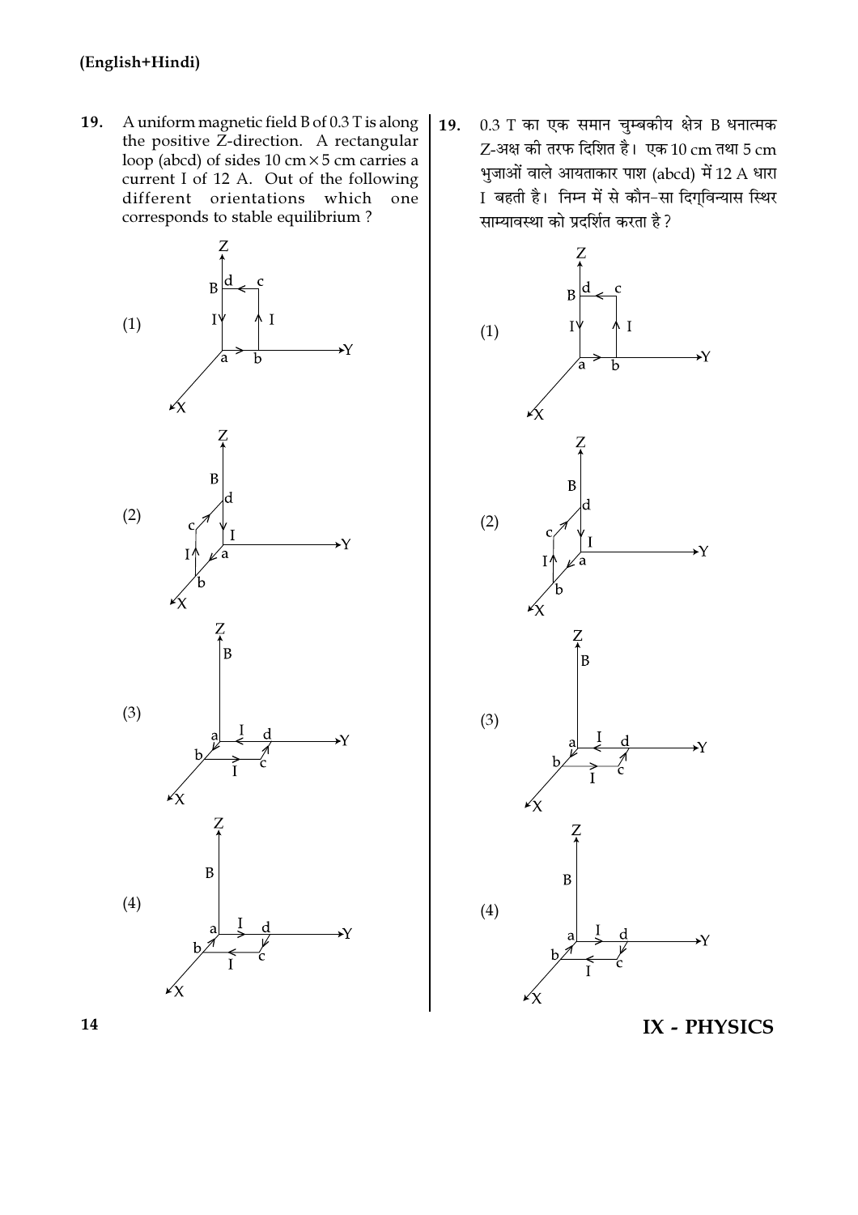**(English+Hindi)**

**19.** A uniform magnetic field B of 0.3 T is along the positive Z-direction. A rectangular loop (abcd) of sides 10 cm × 5 cm carries a current I of 12 A. Out of the following different orientations which one corresponds to stable equilibrium ?

(1)

(2)

(3)

(4)

**19.** 0.3 T का एक समान चुम्बकीय क्षेत्र B धनात्मक Z-अक्ष की तरफ दिशित है। एक 10 cm तथा 5 cm भुजाओं वाले आयताकार पाश (abcd) में 12 A धारा I बहती है। निम्न में से कौन-सा दिग्विन्यास स्थिर साम्यावस्था को प्रदर्शित करता है ?

(1)

(2)

(3)

(4)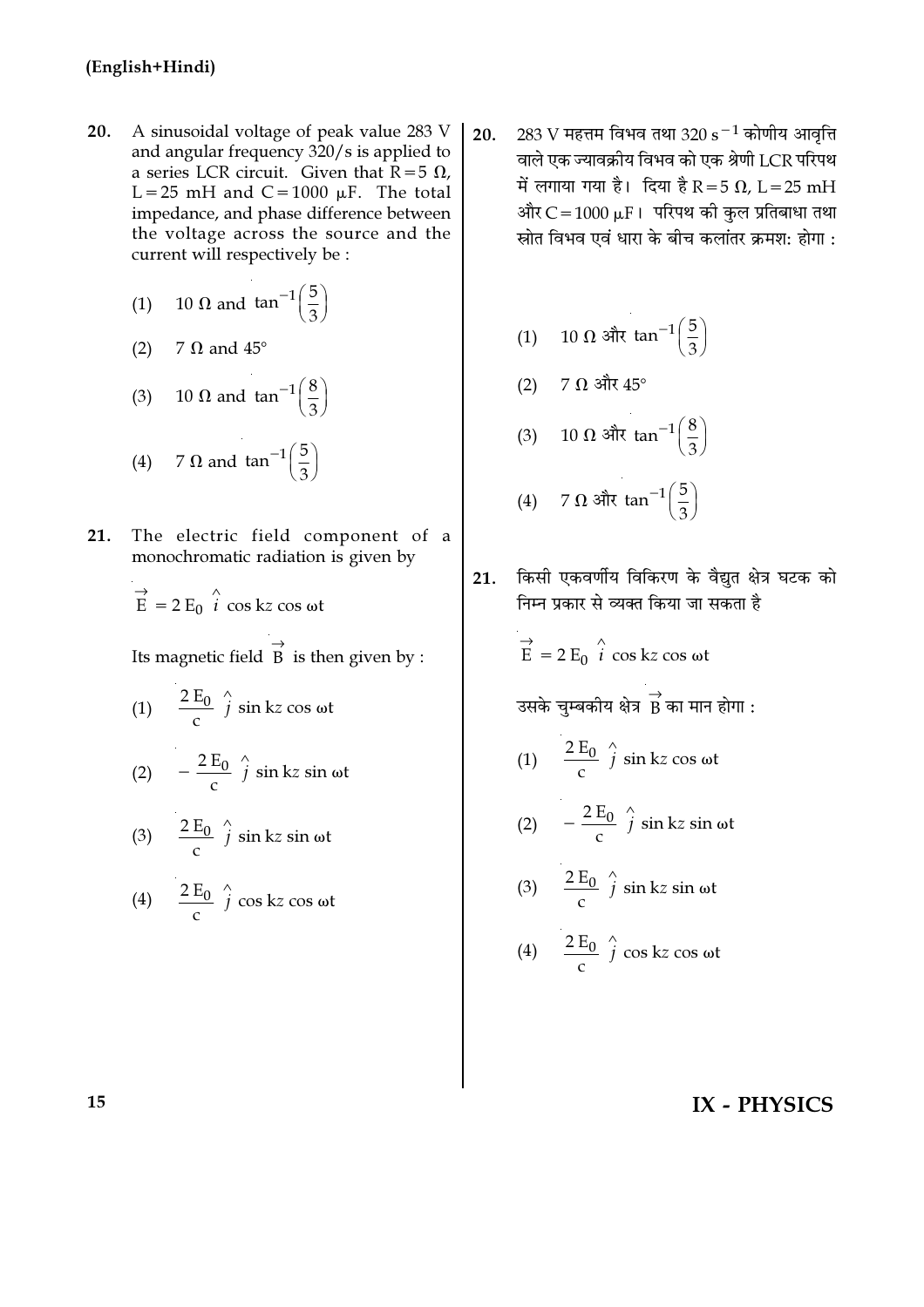**20.** A sinusoidal voltage of peak value 283 V and angular frequency 320/s is applied to a series LCR circuit. Given that $R = 5\ \Omega$, $L = 25$ mH and $C = 1000\ \mu F$. The total impedance, and phase difference between the voltage across the source and the current will respectively be :

(1) $10\ \Omega$ and $\tan^{-1}\left(\frac{5}{3}\right)$

(2) $7\ \Omega$ and $45°$

(3) $10\ \Omega$ and $\tan^{-1}\left(\frac{8}{3}\right)$

(4) $7\ \Omega$ and $\tan^{-1}\left(\frac{5}{3}\right)$

**21.** The electric field component of a monochromatic radiation is given by

$\vec{E} = 2 E_0\ \hat{i} \cos kz \cos \omega t$

Its magnetic field $\vec{B}$ is then given by :

(1) $\frac{2 E_0}{c}\ \hat{j} \sin kz \cos \omega t$

(2) $-\frac{2 E_0}{c}\ \hat{j} \sin kz \sin \omega t$

(3) $\frac{2 E_0}{c}\ \hat{j} \sin kz \sin \omega t$

(4) $\frac{2 E_0}{c}\ \hat{j} \cos kz \cos \omega t$

**20.** 283 V महत्तम विभव तथा 320 $s^{-1}$ कोणीय आवृत्ति वाले एक ज्यावक्रीय विभव को एक श्रेणी LCR परिपथ में लगाया गया है। दिया है $R = 5\ \Omega$, $L = 25$ mH और $C = 1000\ \mu F$। परिपथ की कुल प्रतिबाधा तथा स्रोत विभव एवं धारा के बीच कलांतर क्रमश: होगा :

(1) $10\ \Omega$ और $\tan^{-1}\left(\frac{5}{3}\right)$

(2) $7\ \Omega$ और $45°$

(3) $10\ \Omega$ और $\tan^{-1}\left(\frac{8}{3}\right)$

(4) $7\ \Omega$ और $\tan^{-1}\left(\frac{5}{3}\right)$

**21.** किसी एकवर्णीय विकिरण के वैद्युत क्षेत्र घटक को निम्न प्रकार से व्यक्त किया जा सकता है

$\vec{E} = 2 E_0\ \hat{i} \cos kz \cos \omega t$

उसके चुम्बकीय क्षेत्र $\vec{B}$ का मान होगा :

(1) $\frac{2 E_0}{c}\ \hat{j} \sin kz \cos \omega t$

(2) $-\frac{2 E_0}{c}\ \hat{j} \sin kz \sin \omega t$

(3) $\frac{2 E_0}{c}\ \hat{j} \sin kz \sin \omega t$

(4) $\frac{2 E_0}{c}\ \hat{j} \cos kz \cos \omega t$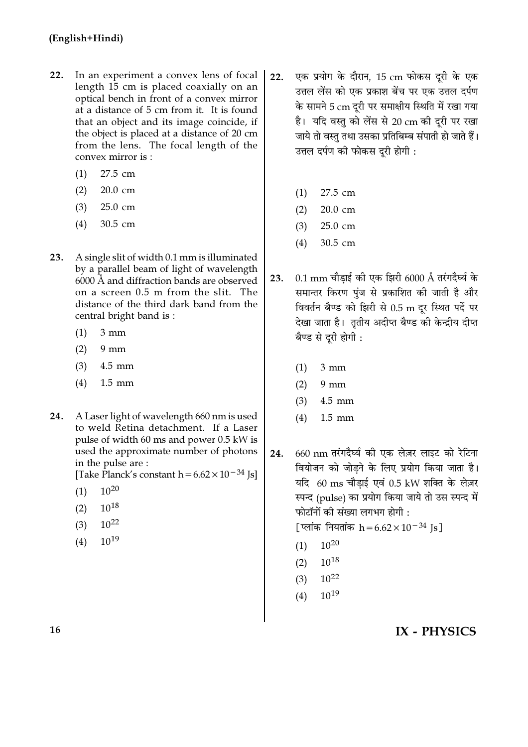**22.** In an experiment a convex lens of focal length 15 cm is placed coaxially on an optical bench in front of a convex mirror at a distance of 5 cm from it. It is found that an object and its image coincide, if the object is placed at a distance of 20 cm from the lens. The focal length of the convex mirror is :

(1) 27.5 cm
(2) 20.0 cm
(3) 25.0 cm
(4) 30.5 cm

**23.** A single slit of width 0.1 mm is illuminated by a parallel beam of light of wavelength 6000 Å and diffraction bands are observed on a screen 0.5 m from the slit. The distance of the third dark band from the central bright band is :

(1) 3 mm
(2) 9 mm
(3) 4.5 mm
(4) 1.5 mm

**24.** A Laser light of wavelength 660 nm is used to weld Retina detachment. If a Laser pulse of width 60 ms and power 0.5 kW is used the approximate number of photons in the pulse are :
[Take Planck's constant $h = 6.62 \times 10^{-34}$ Js]

(1) $10^{20}$
(2) $10^{18}$
(3) $10^{22}$
(4) $10^{19}$

**22.** एक प्रयोग के दौरान, 15 cm फोकस दूरी के एक उत्तल लेंस को एक प्रकाश बेंच पर एक उत्तल दर्पण के सामने 5 cm दूरी पर समाक्षीय स्थिति में रखा गया है। यदि वस्तु को लेंस से 20 cm की दूरी पर रखा जाये तो वस्तु तथा उसका प्रतिबिम्ब संपाती हो जाते हैं। उत्तल दर्पण की फोकस दूरी होगी :

(1) 27.5 cm
(2) 20.0 cm
(3) 25.0 cm
(4) 30.5 cm

**23.** 0.1 mm चौड़ाई की एक झिरी 6000 Å तरंगदैर्घ्य के समान्तर किरण पुंज से प्रकाशित की जाती है और विवर्तन बैण्ड को झिरी से 0.5 m दूर स्थित पर्दे पर देखा जाता है। तृतीय अदीप्त बैण्ड की केन्द्रीय दीप्त बैण्ड से दूरी होगी :

(1) 3 mm
(2) 9 mm
(3) 4.5 mm
(4) 1.5 mm

**24.** 660 nm तरंगदैर्घ्य की एक लेज़र लाइट को रेटिना वियोजन को जोड़ने के लिए प्रयोग किया जाता है। यदि 60 ms चौड़ाई एवं 0.5 kW शक्ति के लेज़र स्पन्द (pulse) का प्रयोग किया जाये तो उस स्पन्द में फोटॉनों की संख्या लगभग होगी :
[प्लांक नियतांक $h = 6.62 \times 10^{-34}$ Js]

(1) $10^{20}$
(2) $10^{18}$
(3) $10^{22}$
(4) $10^{19}$

**IX - PHYSICS**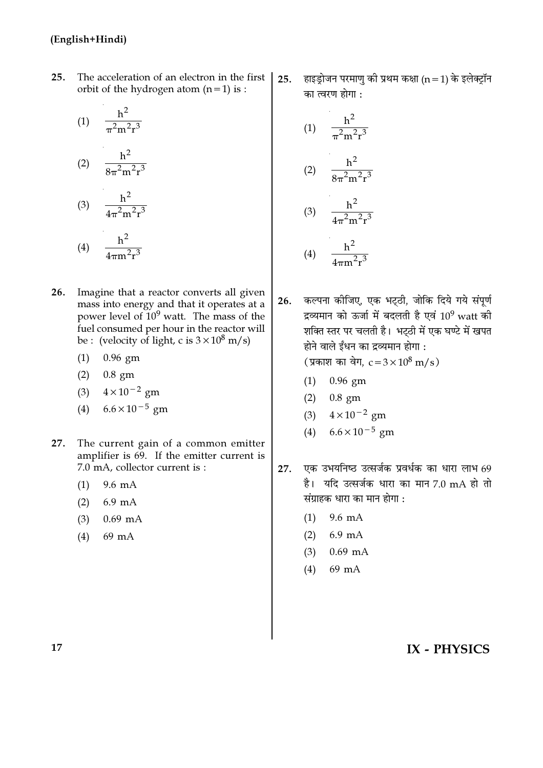(English+Hindi)

25. The acceleration of an electron in the first orbit of the hydrogen atom (n = 1) is :

(1) $\frac{h^2}{\pi^2 m^2 r^3}$

(2) $\frac{h^2}{8\pi^2 m^2 r^3}$

(3) $\frac{h^2}{4\pi^2 m^2 r^3}$

(4) $\frac{h^2}{4\pi m^2 r^3}$

26. Imagine that a reactor converts all given mass into energy and that it operates at a power level of $10^9$ watt. The mass of the fuel consumed per hour in the reactor will be : (velocity of light, c is $3 \times 10^8$ m/s)

(1) 0.96 gm

(2) 0.8 gm

(3) $4 \times 10^{-2}$ gm

(4) $6.6 \times 10^{-5}$ gm

27. The current gain of a common emitter amplifier is 69. If the emitter current is 7.0 mA, collector current is :

(1) 9.6 mA

(2) 6.9 mA

(3) 0.69 mA

(4) 69 mA

25. हाइड्रोजन परमाणु की प्रथम कक्षा (n = 1) के इलेक्ट्रॉन का त्वरण होगा :

(1) $\frac{h^2}{\pi^2 m^2 r^3}$

(2) $\frac{h^2}{8\pi^2 m^2 r^3}$

(3) $\frac{h^2}{4\pi^2 m^2 r^3}$

(4) $\frac{h^2}{4\pi m^2 r^3}$

26. कल्पना कीजिए, एक भट्ठी, जोकि दिये गये संपूर्ण द्रव्यमान को ऊर्जा में बदलती है एवं $10^9$ watt की शक्ति स्तर पर चलती है। भट्ठी में एक घण्टे में खपत होने वाले ईंधन का द्रव्यमान होगा :
(प्रकाश का वेग, $c = 3 \times 10^8$ m/s)

(1) 0.96 gm

(2) 0.8 gm

(3) $4 \times 10^{-2}$ gm

(4) $6.6 \times 10^{-5}$ gm

27. एक उभयनिष्ठ उत्सर्जक प्रवर्धक का धारा लाभ 69 है। यदि उत्सर्जक धारा का मान 7.0 mA हो तो संग्राहक धारा का मान होगा :

(1) 9.6 mA

(2) 6.9 mA

(3) 0.69 mA

(4) 69 mA

IX - PHYSICS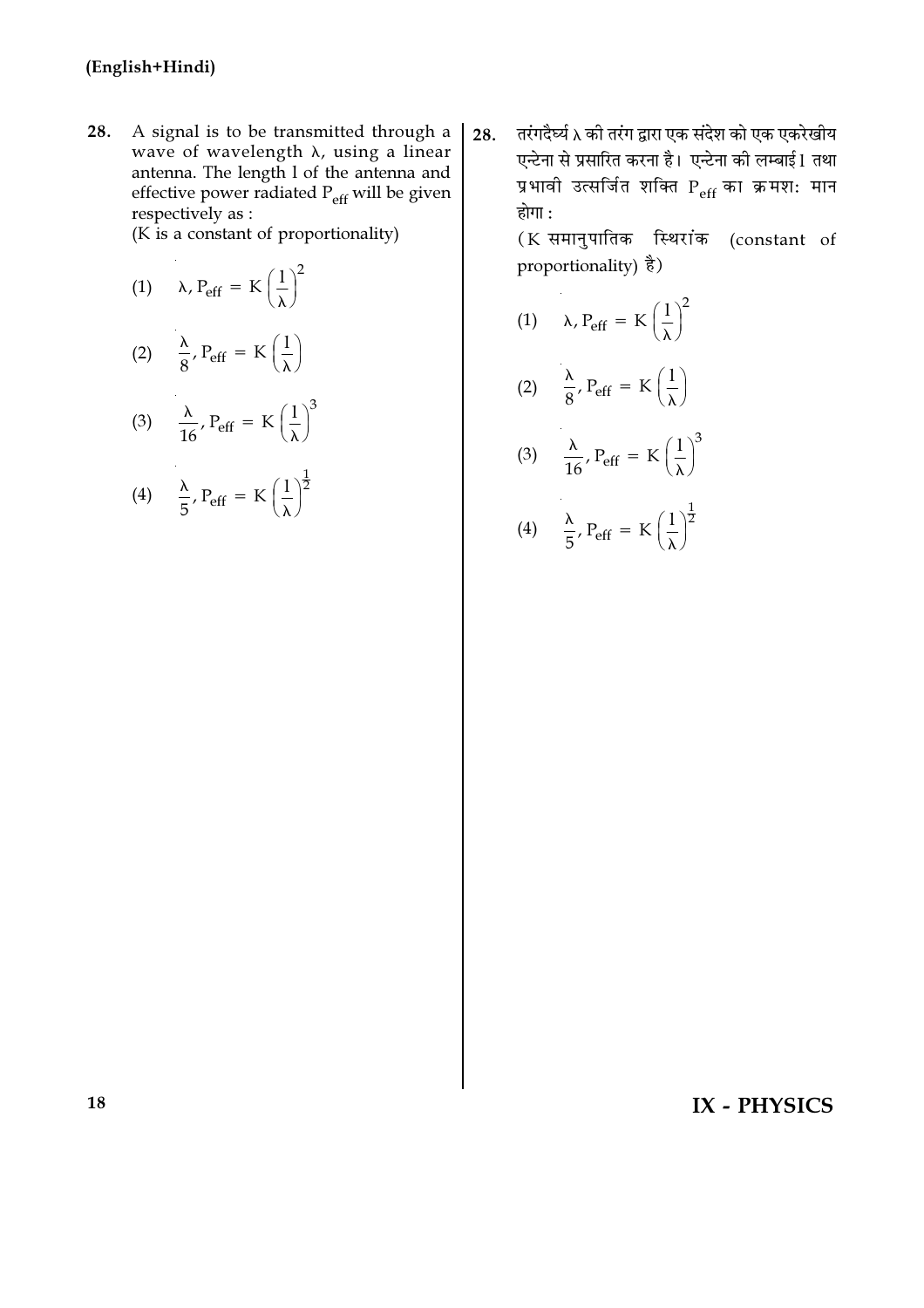(English+Hindi)

28. A signal is to be transmitted through a wave of wavelength λ, using a linear antenna. The length l of the antenna and effective power radiated $P_{eff}$ will be given respectively as :
(K is a constant of proportionality)

(1) $\lambda, P_{eff} = K\left(\frac{1}{\lambda}\right)^2$

(2) $\frac{\lambda}{8}, P_{eff} = K\left(\frac{1}{\lambda}\right)$

(3) $\frac{\lambda}{16}, P_{eff} = K\left(\frac{1}{\lambda}\right)^3$

(4) $\frac{\lambda}{5}, P_{eff} = K\left(\frac{1}{\lambda}\right)^{\frac{1}{2}}$

28. तरंगदैर्घ्य λ की तरंग द्वारा एक संदेश को एक एकरेखीय एन्टेना से प्रसारित करना है। एन्टेना की लम्बाई l तथा प्रभावी उत्सर्जित शक्ति $P_{eff}$ का क्रमशः मान होगा :
(K समानुपातिक स्थिरांक (constant of proportionality) है)

(1) $\lambda, P_{eff} = K\left(\frac{1}{\lambda}\right)^2$

(2) $\frac{\lambda}{8}, P_{eff} = K\left(\frac{1}{\lambda}\right)$

(3) $\frac{\lambda}{16}, P_{eff} = K\left(\frac{1}{\lambda}\right)^3$

(4) $\frac{\lambda}{5}, P_{eff} = K\left(\frac{1}{\lambda}\right)^{\frac{1}{2}}$

IX - PHYSICS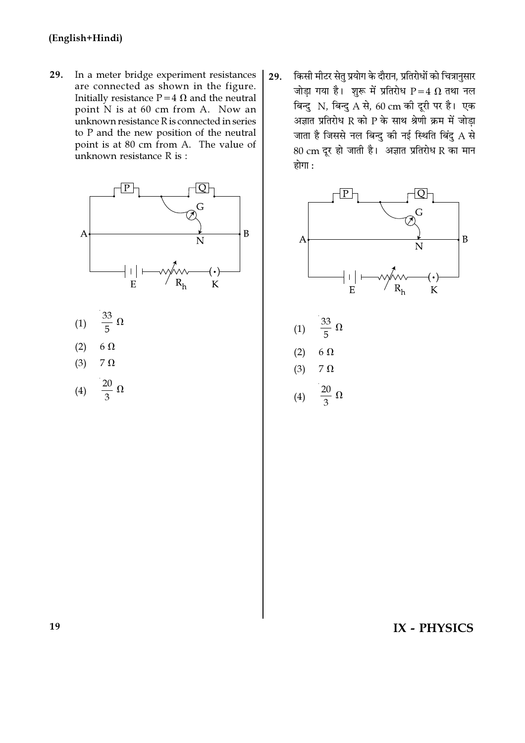**(English+Hindi)**

29. In a meter bridge experiment resistances are connected as shown in the figure. Initially resistance $P = 4\ \Omega$ and the neutral point N is at 60 cm from A. Now an unknown resistance R is connected in series to P and the new position of the neutral point is at 80 cm from A. The value of unknown resistance R is :

(1) $\frac{33}{5}\ \Omega$

(2) $6\ \Omega$

(3) $7\ \Omega$

(4) $\frac{20}{3}\ \Omega$

29. किसी मीटर सेतु प्रयोग के दौरान, प्रतिरोधों को चित्रानुसार जोड़ा गया है। शुरू में प्रतिरोध $P = 4\ \Omega$ तथा नल बिन्दु N, बिन्दु A से, 60 cm की दूरी पर है। एक अज्ञात प्रतिरोध R को P के साथ श्रेणी क्रम में जोड़ा जाता है जिससे नल बिन्दु की नई स्थिति बिंदु A से 80 cm दूर हो जाती है। अज्ञात प्रतिरोध R का मान होगा :

(1) $\frac{33}{5}\ \Omega$

(2) $6\ \Omega$

(3) $7\ \Omega$

(4) $\frac{20}{3}\ \Omega$

**IX - PHYSICS**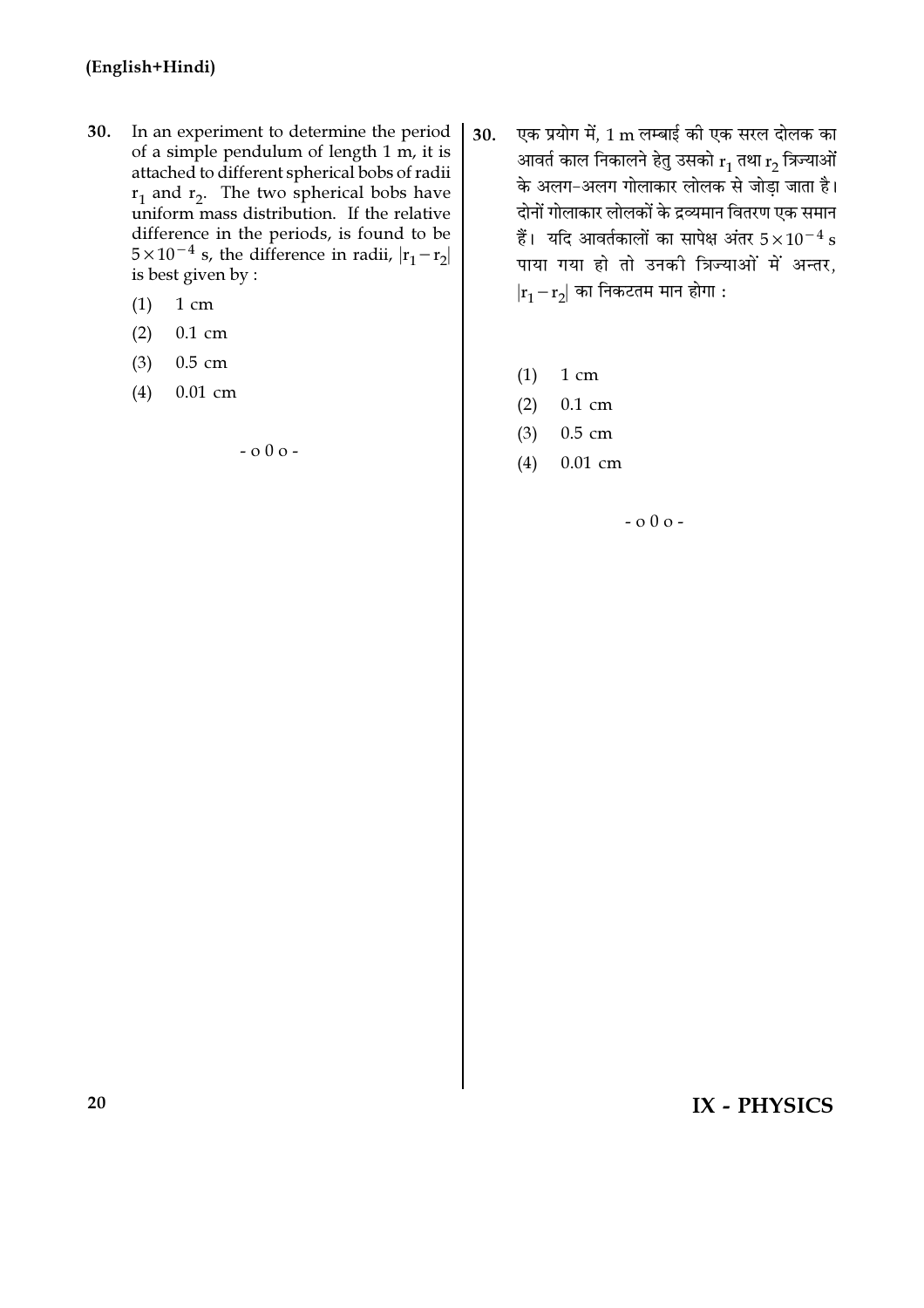**(English+Hindi)**

**30.** In an experiment to determine the period of a simple pendulum of length 1 m, it is attached to different spherical bobs of radii $r_1$ and $r_2$. The two spherical bobs have uniform mass distribution. If the relative difference in the periods, is found to be $5 \times 10^{-4}$ s, the difference in radii, $|r_1 - r_2|$ is best given by :

(1) 1 cm

(2) 0.1 cm

(3) 0.5 cm

(4) 0.01 cm

- o 0 o -

**30.** एक प्रयोग में, 1 m लम्बाई की एक सरल दोलक का आवर्त काल निकालने हेतु उसको $r_1$ तथा $r_2$ त्रिज्याओं के अलग-अलग गोलाकार लोलक से जोड़ा जाता है। दोनों गोलाकार लोलकों के द्रव्यमान वितरण एक समान हैं। यदि आवर्तकालों का सापेक्ष अंतर $5 \times 10^{-4}$ s पाया गया हो तो उनकी त्रिज्याओं में अन्तर, $|r_1 - r_2|$ का निकटतम मान होगा :

(1) 1 cm

(2) 0.1 cm

(3) 0.5 cm

(4) 0.01 cm

- o 0 o -

**IX - PHYSICS**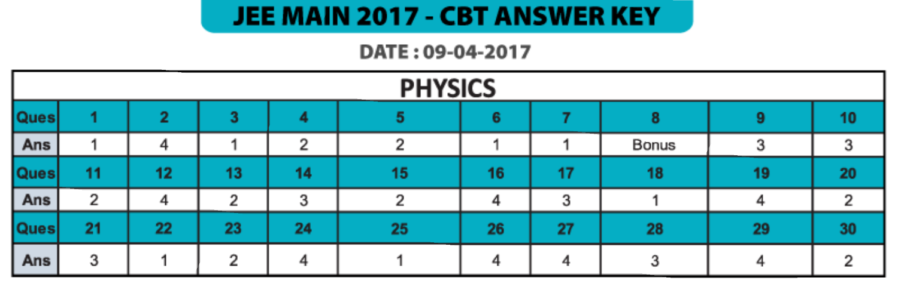# JEE MAIN 2017 - CBT ANSWER KEY

**DATE : 09-04-2017**

## PHYSICS

| Ques | 1 | 2 | 3 | 4 | 5 | 6 | 7 | 8 | 9 | 10 |
|---|---|---|---|---|---|---|---|---|---|---|
| Ans | 1 | 4 | 1 | 2 | 2 | 1 | 1 | Bonus | 3 | 3 |
| Ques | 11 | 12 | 13 | 14 | 15 | 16 | 17 | 18 | 19 | 20 |
| Ans | 2 | 4 | 2 | 3 | 2 | 4 | 3 | 1 | 4 | 2 |
| Ques | 21 | 22 | 23 | 24 | 25 | 26 | 27 | 28 | 29 | 30 |
| Ans | 3 | 1 | 2 | 4 | 1 | 4 | 4 | 3 | 4 | 2 |